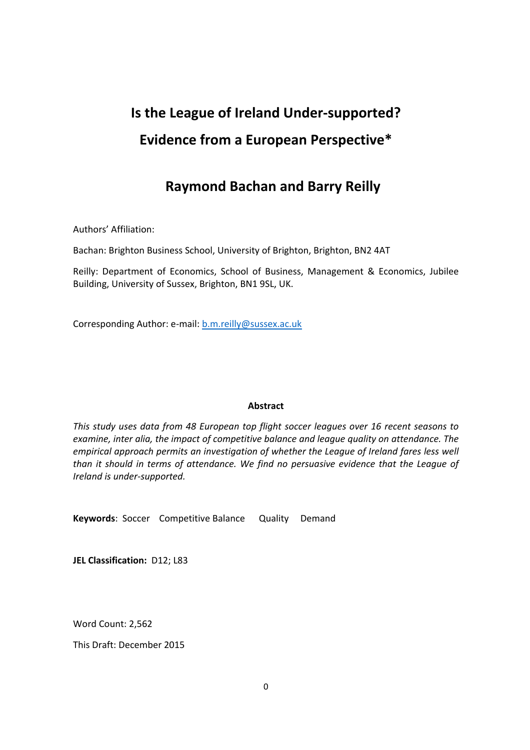# Is the League of Ireland Under-supported?

# Evidence from a European Perspective*

## Raymond Bachan and Barry Reilly

Authors' Affiliation:

Bachan: Brighton Business School, University of Brighton, Brighton, BN2 4AT

Reilly: Department of Economics, School of Business, Management & Economics, Jubilee Building, University of Sussex, Brighton, BN1 9SL, UK.

Corresponding Author: e-mail: b.m.reilly@sussex.ac.uk

**Abstract**

*This study uses data from 48 European top flight soccer leagues over 16 recent seasons to examine, inter alia, the impact of competitive balance and league quality on attendance. The empirical approach permits an investigation of whether the League of Ireland fares less well than it should in terms of attendance. We find no persuasive evidence that the League of Ireland is under-supported.*

**Keywords**: Soccer Competitive Balance Quality Demand

**JEL Classification:** D12; L83

Word Count: 2,562

This Draft: December 2015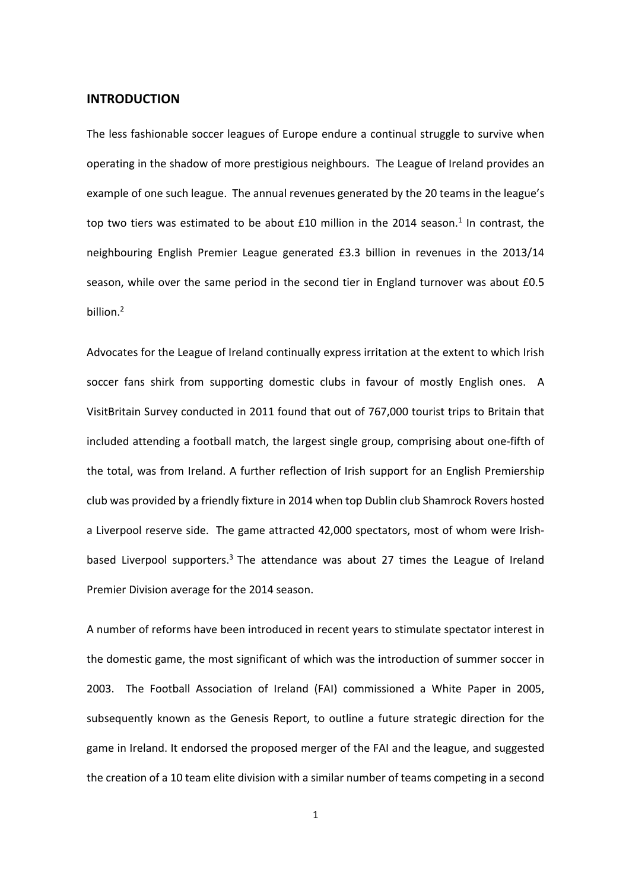## INTRODUCTION

The less fashionable soccer leagues of Europe endure a continual struggle to survive when operating in the shadow of more prestigious neighbours. The League of Ireland provides an example of one such league. The annual revenues generated by the 20 teams in the league's top two tiers was estimated to be about £10 million in the 2014 season.[1] In contrast, the neighbouring English Premier League generated £3.3 billion in revenues in the 2013/14 season, while over the same period in the second tier in England turnover was about £0.5 billion.[2]

Advocates for the League of Ireland continually express irritation at the extent to which Irish soccer fans shirk from supporting domestic clubs in favour of mostly English ones. A VisitBritain Survey conducted in 2011 found that out of 767,000 tourist trips to Britain that included attending a football match, the largest single group, comprising about one-fifth of the total, was from Ireland. A further reflection of Irish support for an English Premiership club was provided by a friendly fixture in 2014 when top Dublin club Shamrock Rovers hosted a Liverpool reserve side. The game attracted 42,000 spectators, most of whom were Irish-based Liverpool supporters.[3] The attendance was about 27 times the League of Ireland Premier Division average for the 2014 season.

A number of reforms have been introduced in recent years to stimulate spectator interest in the domestic game, the most significant of which was the introduction of summer soccer in 2003. The Football Association of Ireland (FAI) commissioned a White Paper in 2005, subsequently known as the Genesis Report, to outline a future strategic direction for the game in Ireland. It endorsed the proposed merger of the FAI and the league, and suggested the creation of a 10 team elite division with a similar number of teams competing in a second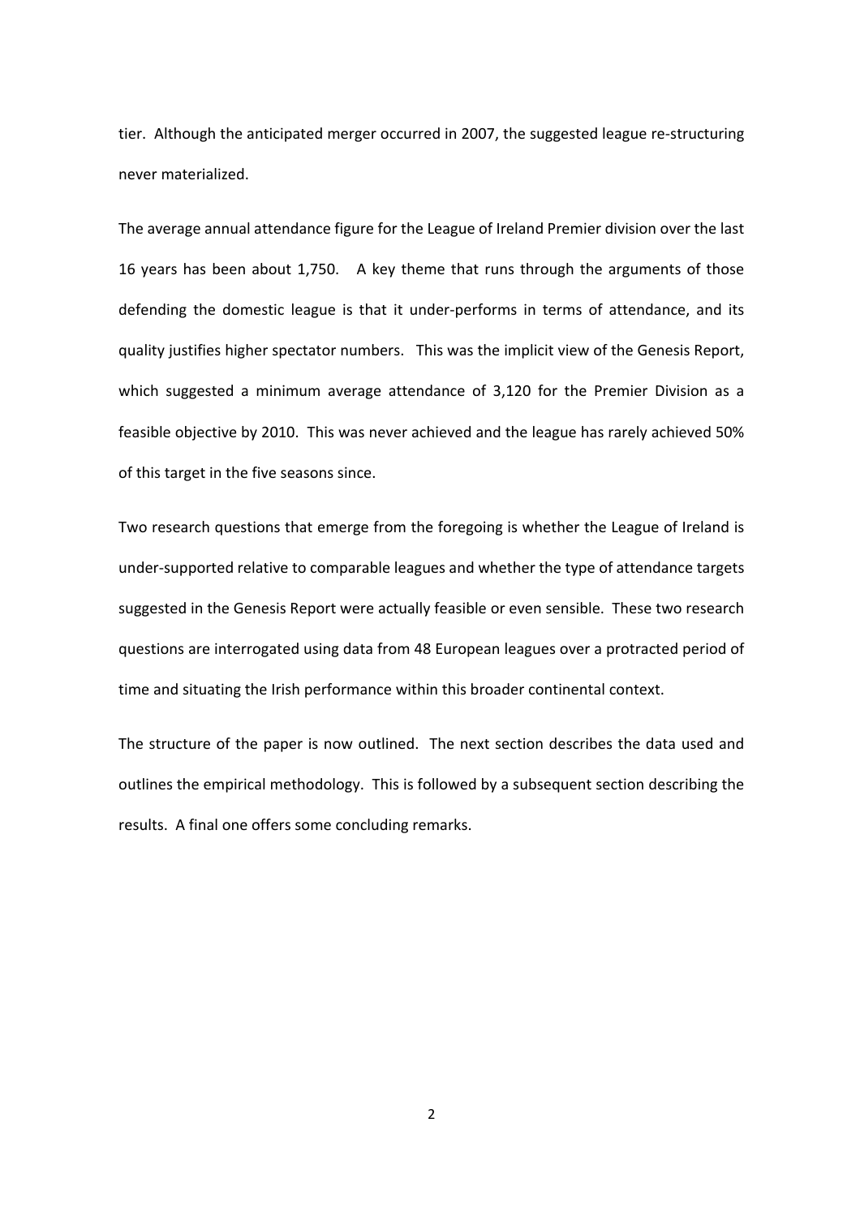tier. Although the anticipated merger occurred in 2007, the suggested league re-structuring never materialized.

The average annual attendance figure for the League of Ireland Premier division over the last 16 years has been about 1,750. A key theme that runs through the arguments of those defending the domestic league is that it under-performs in terms of attendance, and its quality justifies higher spectator numbers. This was the implicit view of the Genesis Report, which suggested a minimum average attendance of 3,120 for the Premier Division as a feasible objective by 2010. This was never achieved and the league has rarely achieved 50% of this target in the five seasons since.

Two research questions that emerge from the foregoing is whether the League of Ireland is under-supported relative to comparable leagues and whether the type of attendance targets suggested in the Genesis Report were actually feasible or even sensible. These two research questions are interrogated using data from 48 European leagues over a protracted period of time and situating the Irish performance within this broader continental context.

The structure of the paper is now outlined. The next section describes the data used and outlines the empirical methodology. This is followed by a subsequent section describing the results. A final one offers some concluding remarks.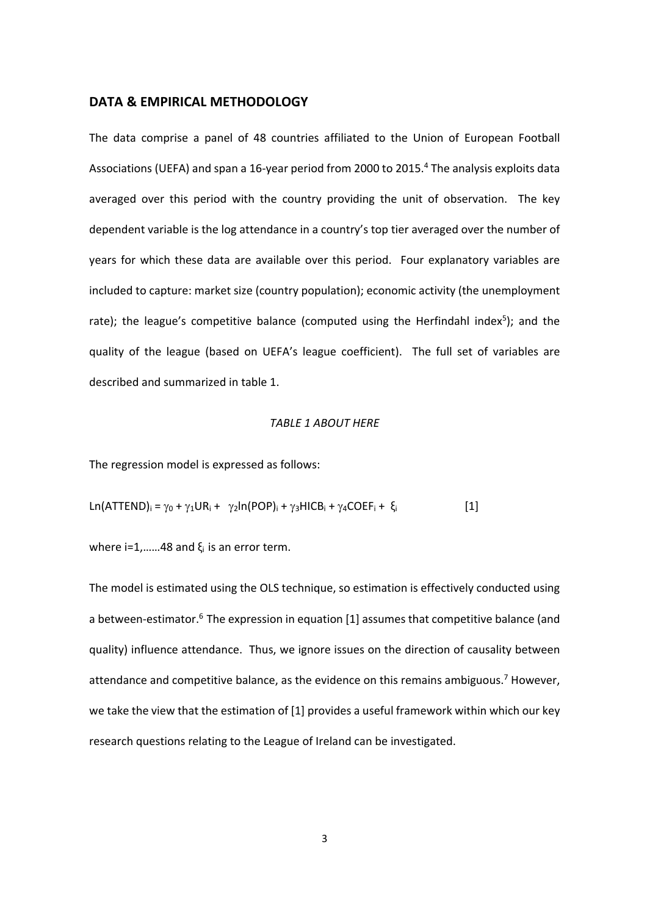## DATA & EMPIRICAL METHODOLOGY

The data comprise a panel of 48 countries affiliated to the Union of European Football Associations (UEFA) and span a 16-year period from 2000 to 2015.[4] The analysis exploits data averaged over this period with the country providing the unit of observation. The key dependent variable is the log attendance in a country's top tier averaged over the number of years for which these data are available over this period. Four explanatory variables are included to capture: market size (country population); economic activity (the unemployment rate); the league's competitive balance (computed using the Herfindahl index[5]); and the quality of the league (based on UEFA's league coefficient). The full set of variables are described and summarized in table 1.

*TABLE 1 ABOUT HERE*

The regression model is expressed as follows:

$$Ln(ATTEND)_i = \gamma_0 + \gamma_1 UR_i + \gamma_2 ln(POP)_i + \gamma_3 HICB_i + \gamma_4 COEF_i + \xi_i \qquad [1]$$

where $i=1,\ldots\ldots 48$ and $\xi_i$ is an error term.

The model is estimated using the OLS technique, so estimation is effectively conducted using a between-estimator.[6] The expression in equation [1] assumes that competitive balance (and quality) influence attendance. Thus, we ignore issues on the direction of causality between attendance and competitive balance, as the evidence on this remains ambiguous.[7] However, we take the view that the estimation of [1] provides a useful framework within which our key research questions relating to the League of Ireland can be investigated.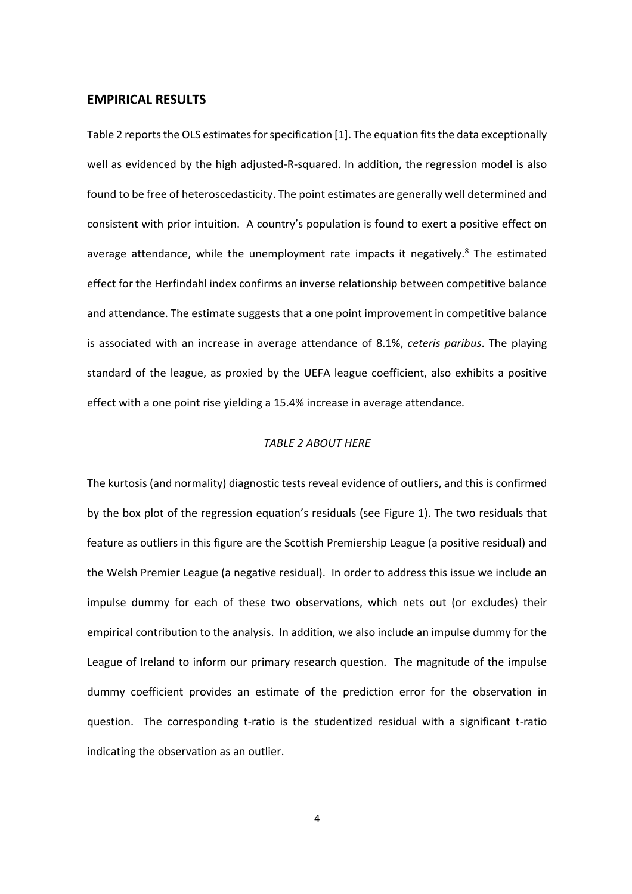## EMPIRICAL RESULTS

Table 2 reports the OLS estimates for specification [1]. The equation fits the data exceptionally well as evidenced by the high adjusted-R-squared. In addition, the regression model is also found to be free of heteroscedasticity. The point estimates are generally well determined and consistent with prior intuition. A country's population is found to exert a positive effect on average attendance, while the unemployment rate impacts it negatively.[8] The estimated effect for the Herfindahl index confirms an inverse relationship between competitive balance and attendance. The estimate suggests that a one point improvement in competitive balance is associated with an increase in average attendance of 8.1%, *ceteris paribus*. The playing standard of the league, as proxied by the UEFA league coefficient, also exhibits a positive effect with a one point rise yielding a 15.4% increase in average attendance.

*TABLE 2 ABOUT HERE*

The kurtosis (and normality) diagnostic tests reveal evidence of outliers, and this is confirmed by the box plot of the regression equation's residuals (see Figure 1). The two residuals that feature as outliers in this figure are the Scottish Premiership League (a positive residual) and the Welsh Premier League (a negative residual). In order to address this issue we include an impulse dummy for each of these two observations, which nets out (or excludes) their empirical contribution to the analysis. In addition, we also include an impulse dummy for the League of Ireland to inform our primary research question. The magnitude of the impulse dummy coefficient provides an estimate of the prediction error for the observation in question. The corresponding t-ratio is the studentized residual with a significant t-ratio indicating the observation as an outlier.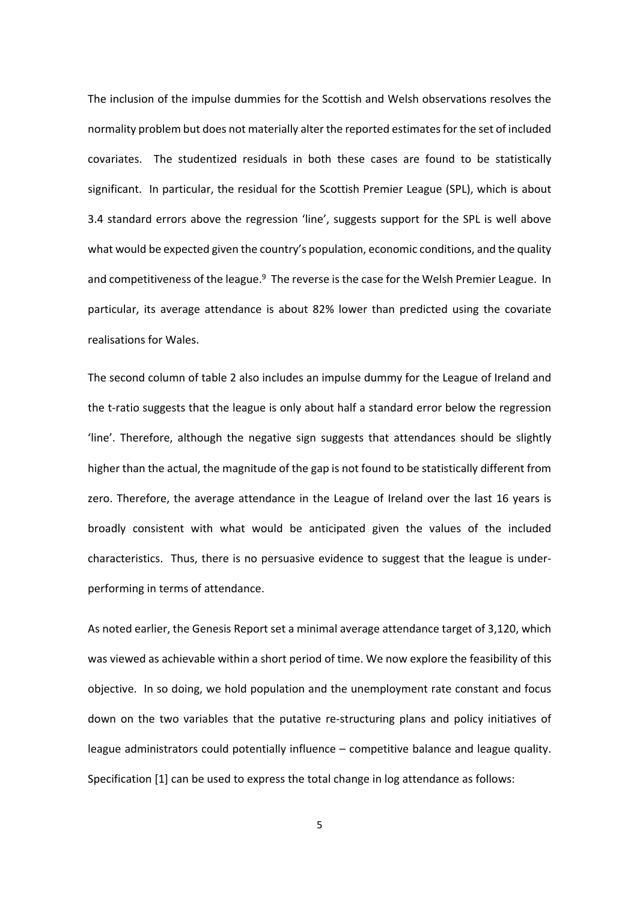The inclusion of the impulse dummies for the Scottish and Welsh observations resolves the normality problem but does not materially alter the reported estimates for the set of included covariates. The studentized residuals in both these cases are found to be statistically significant. In particular, the residual for the Scottish Premier League (SPL), which is about 3.4 standard errors above the regression 'line', suggests support for the SPL is well above what would be expected given the country's population, economic conditions, and the quality and competitiveness of the league.[9] The reverse is the case for the Welsh Premier League. In particular, its average attendance is about 82% lower than predicted using the covariate realisations for Wales.

The second column of table 2 also includes an impulse dummy for the League of Ireland and the t-ratio suggests that the league is only about half a standard error below the regression 'line'. Therefore, although the negative sign suggests that attendances should be slightly higher than the actual, the magnitude of the gap is not found to be statistically different from zero. Therefore, the average attendance in the League of Ireland over the last 16 years is broadly consistent with what would be anticipated given the values of the included characteristics. Thus, there is no persuasive evidence to suggest that the league is under-performing in terms of attendance.

As noted earlier, the Genesis Report set a minimal average attendance target of 3,120, which was viewed as achievable within a short period of time. We now explore the feasibility of this objective. In so doing, we hold population and the unemployment rate constant and focus down on the two variables that the putative re-structuring plans and policy initiatives of league administrators could potentially influence – competitive balance and league quality. Specification [1] can be used to express the total change in log attendance as follows: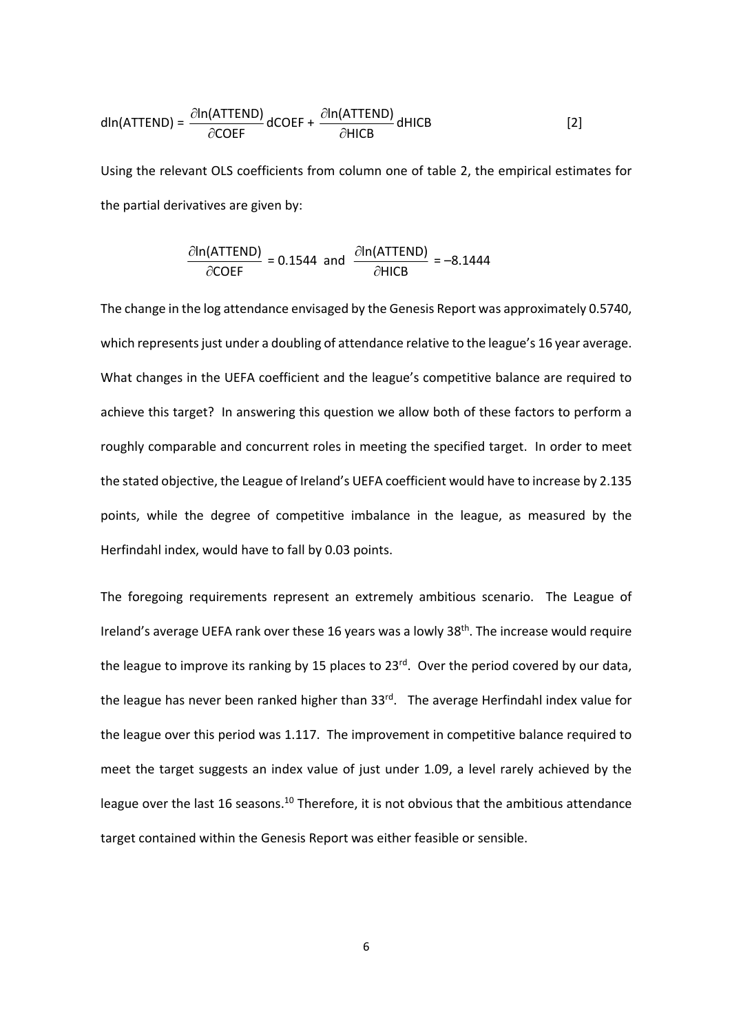$$\mathrm{dln(ATTEND)} = \frac{\partial \ln(\mathrm{ATTEND})}{\partial \mathrm{COEF}} \mathrm{dCOEF} + \frac{\partial \ln(\mathrm{ATTEND})}{\partial \mathrm{HICB}} \mathrm{dHICB} \qquad [2]$$

Using the relevant OLS coefficients from column one of table 2, the empirical estimates for the partial derivatives are given by:

$$\frac{\partial \ln(\mathrm{ATTEND})}{\partial \mathrm{COEF}} = 0.1544 \text{ and } \frac{\partial \ln(\mathrm{ATTEND})}{\partial \mathrm{HICB}} = -8.1444$$

The change in the log attendance envisaged by the Genesis Report was approximately 0.5740, which represents just under a doubling of attendance relative to the league's 16 year average. What changes in the UEFA coefficient and the league's competitive balance are required to achieve this target? In answering this question we allow both of these factors to perform a roughly comparable and concurrent roles in meeting the specified target. In order to meet the stated objective, the League of Ireland's UEFA coefficient would have to increase by 2.135 points, while the degree of competitive imbalance in the league, as measured by the Herfindahl index, would have to fall by 0.03 points.

The foregoing requirements represent an extremely ambitious scenario. The League of Ireland's average UEFA rank over these 16 years was a lowly 38th. The increase would require the league to improve its ranking by 15 places to 23rd. Over the period covered by our data, the league has never been ranked higher than 33rd. The average Herfindahl index value for the league over this period was 1.117. The improvement in competitive balance required to meet the target suggests an index value of just under 1.09, a level rarely achieved by the league over the last 16 seasons.[10] Therefore, it is not obvious that the ambitious attendance target contained within the Genesis Report was either feasible or sensible.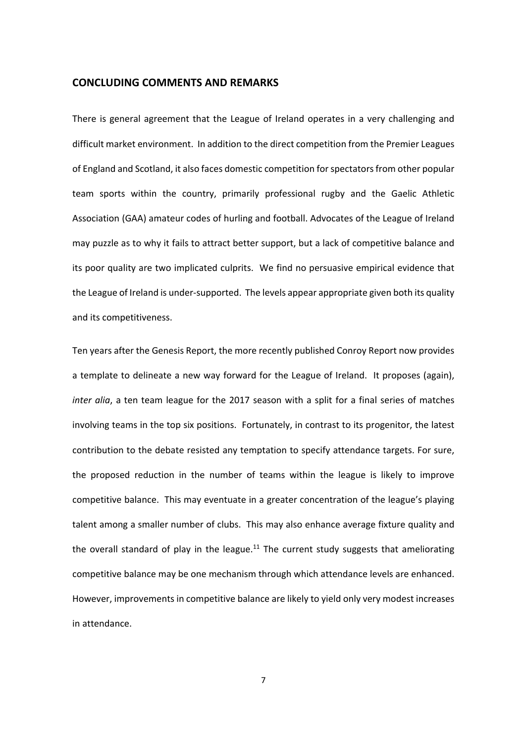## CONCLUDING COMMENTS AND REMARKS

There is general agreement that the League of Ireland operates in a very challenging and difficult market environment. In addition to the direct competition from the Premier Leagues of England and Scotland, it also faces domestic competition for spectators from other popular team sports within the country, primarily professional rugby and the Gaelic Athletic Association (GAA) amateur codes of hurling and football. Advocates of the League of Ireland may puzzle as to why it fails to attract better support, but a lack of competitive balance and its poor quality are two implicated culprits. We find no persuasive empirical evidence that the League of Ireland is under-supported. The levels appear appropriate given both its quality and its competitiveness.

Ten years after the Genesis Report, the more recently published Conroy Report now provides a template to delineate a new way forward for the League of Ireland. It proposes (again), *inter alia*, a ten team league for the 2017 season with a split for a final series of matches involving teams in the top six positions. Fortunately, in contrast to its progenitor, the latest contribution to the debate resisted any temptation to specify attendance targets. For sure, the proposed reduction in the number of teams within the league is likely to improve competitive balance. This may eventuate in a greater concentration of the league's playing talent among a smaller number of clubs. This may also enhance average fixture quality and the overall standard of play in the league.[11] The current study suggests that ameliorating competitive balance may be one mechanism through which attendance levels are enhanced. However, improvements in competitive balance are likely to yield only very modest increases in attendance.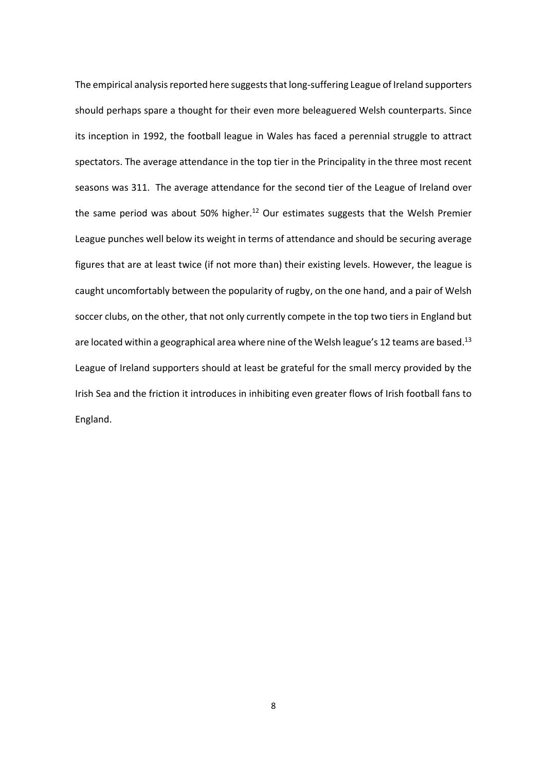The empirical analysis reported here suggests that long-suffering League of Ireland supporters should perhaps spare a thought for their even more beleaguered Welsh counterparts. Since its inception in 1992, the football league in Wales has faced a perennial struggle to attract spectators. The average attendance in the top tier in the Principality in the three most recent seasons was 311. The average attendance for the second tier of the League of Ireland over the same period was about 50% higher.[12] Our estimates suggests that the Welsh Premier League punches well below its weight in terms of attendance and should be securing average figures that are at least twice (if not more than) their existing levels. However, the league is caught uncomfortably between the popularity of rugby, on the one hand, and a pair of Welsh soccer clubs, on the other, that not only currently compete in the top two tiers in England but are located within a geographical area where nine of the Welsh league's 12 teams are based.[13] League of Ireland supporters should at least be grateful for the small mercy provided by the Irish Sea and the friction it introduces in inhibiting even greater flows of Irish football fans to England.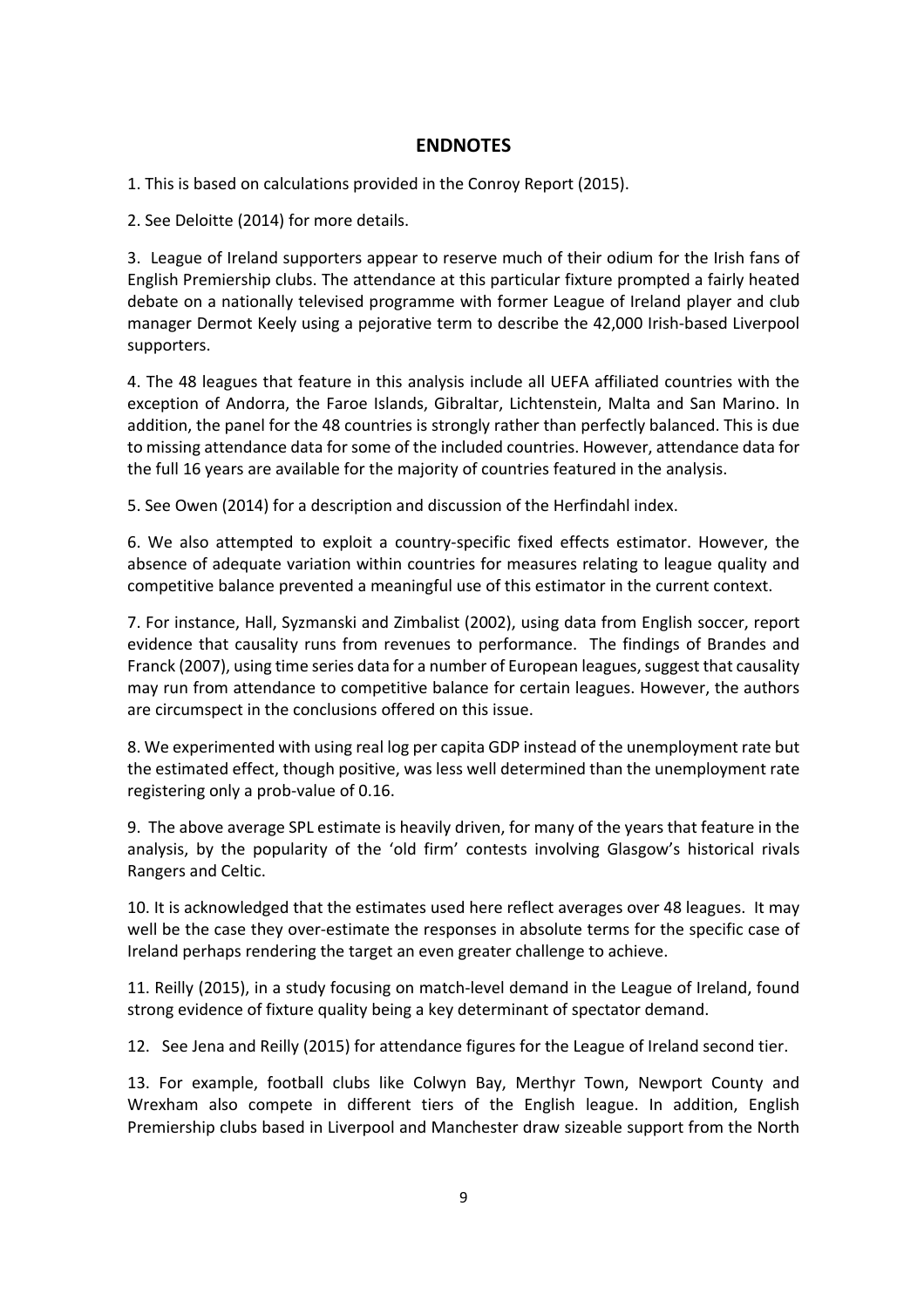## ENDNOTES

1. This is based on calculations provided in the Conroy Report (2015).

2. See Deloitte (2014) for more details.

3. League of Ireland supporters appear to reserve much of their odium for the Irish fans of English Premiership clubs. The attendance at this particular fixture prompted a fairly heated debate on a nationally televised programme with former League of Ireland player and club manager Dermot Keely using a pejorative term to describe the 42,000 Irish-based Liverpool supporters.

4. The 48 leagues that feature in this analysis include all UEFA affiliated countries with the exception of Andorra, the Faroe Islands, Gibraltar, Lichtenstein, Malta and San Marino. In addition, the panel for the 48 countries is strongly rather than perfectly balanced. This is due to missing attendance data for some of the included countries. However, attendance data for the full 16 years are available for the majority of countries featured in the analysis.

5. See Owen (2014) for a description and discussion of the Herfindahl index.

6. We also attempted to exploit a country-specific fixed effects estimator. However, the absence of adequate variation within countries for measures relating to league quality and competitive balance prevented a meaningful use of this estimator in the current context.

7. For instance, Hall, Syzmanski and Zimbalist (2002), using data from English soccer, report evidence that causality runs from revenues to performance. The findings of Brandes and Franck (2007), using time series data for a number of European leagues, suggest that causality may run from attendance to competitive balance for certain leagues. However, the authors are circumspect in the conclusions offered on this issue.

8. We experimented with using real log per capita GDP instead of the unemployment rate but the estimated effect, though positive, was less well determined than the unemployment rate registering only a prob-value of 0.16.

9. The above average SPL estimate is heavily driven, for many of the years that feature in the analysis, by the popularity of the 'old firm' contests involving Glasgow's historical rivals Rangers and Celtic.

10. It is acknowledged that the estimates used here reflect averages over 48 leagues. It may well be the case they over-estimate the responses in absolute terms for the specific case of Ireland perhaps rendering the target an even greater challenge to achieve.

11. Reilly (2015), in a study focusing on match-level demand in the League of Ireland, found strong evidence of fixture quality being a key determinant of spectator demand.

12. See Jena and Reilly (2015) for attendance figures for the League of Ireland second tier.

13. For example, football clubs like Colwyn Bay, Merthyr Town, Newport County and Wrexham also compete in different tiers of the English league. In addition, English Premiership clubs based in Liverpool and Manchester draw sizeable support from the North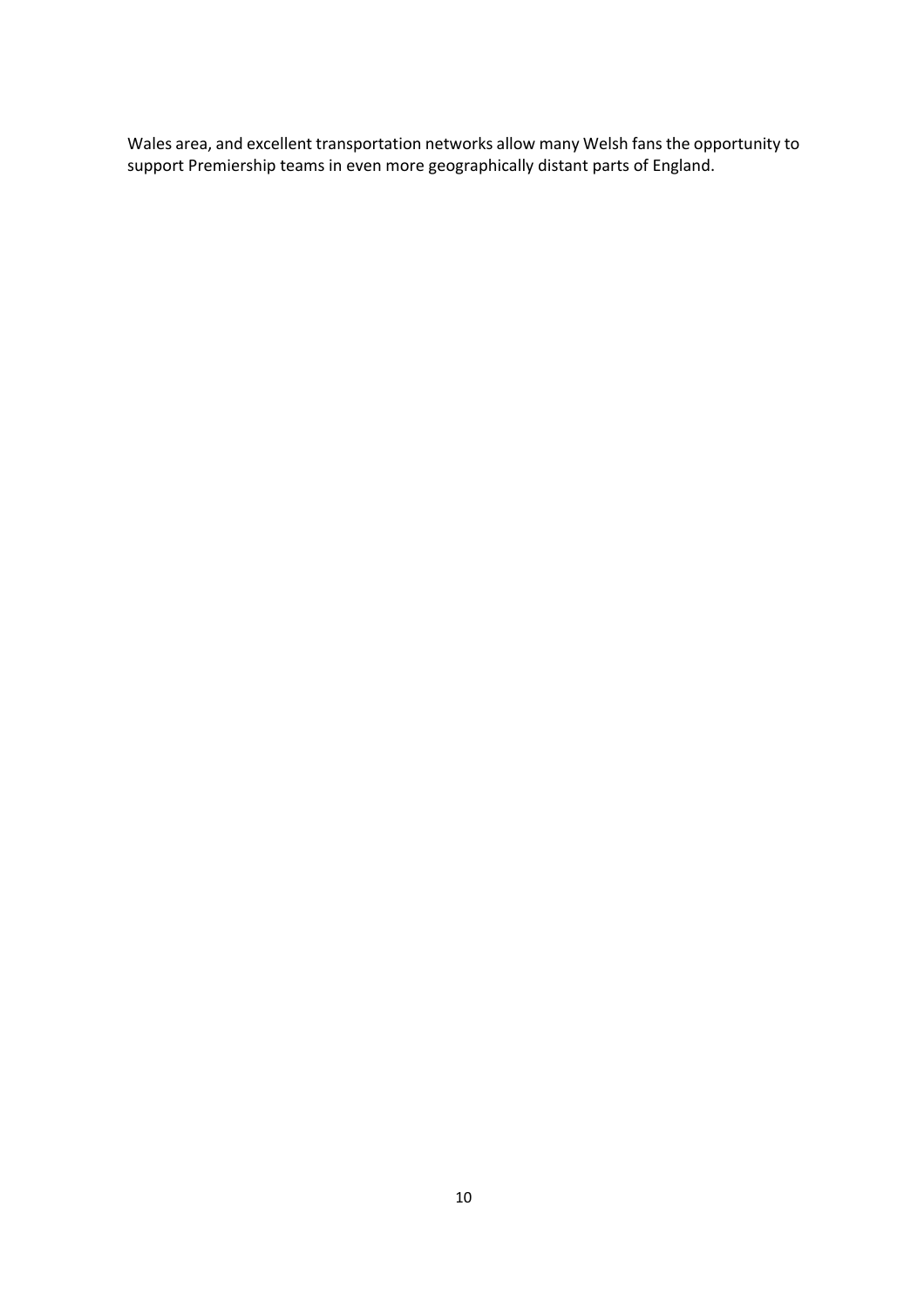Wales area, and excellent transportation networks allow many Welsh fans the opportunity to support Premiership teams in even more geographically distant parts of England.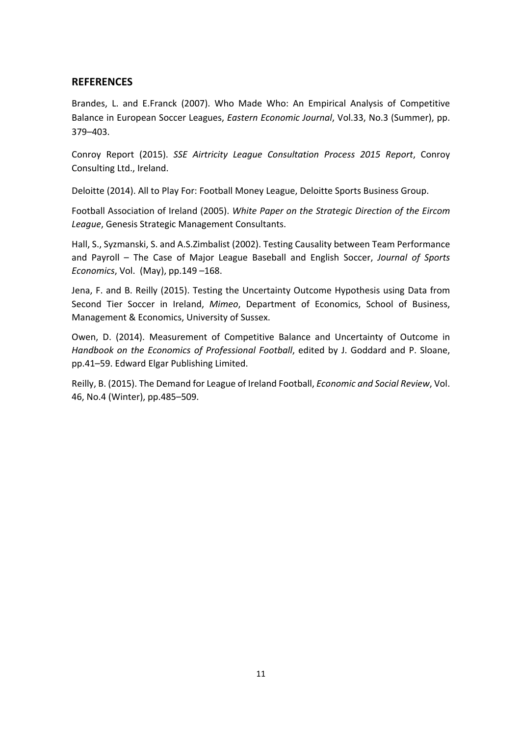## REFERENCES

Brandes, L. and E.Franck (2007). Who Made Who: An Empirical Analysis of Competitive Balance in European Soccer Leagues, *Eastern Economic Journal*, Vol.33, No.3 (Summer), pp. 379–403.

Conroy Report (2015). *SSE Airtricity League Consultation Process 2015 Report*, Conroy Consulting Ltd., Ireland.

Deloitte (2014). All to Play For: Football Money League, Deloitte Sports Business Group.

Football Association of Ireland (2005). *White Paper on the Strategic Direction of the Eircom League*, Genesis Strategic Management Consultants.

Hall, S., Syzmanski, S. and A.S.Zimbalist (2002). Testing Causality between Team Performance and Payroll – The Case of Major League Baseball and English Soccer, *Journal of Sports Economics*, Vol. (May), pp.149 –168.

Jena, F. and B. Reilly (2015). Testing the Uncertainty Outcome Hypothesis using Data from Second Tier Soccer in Ireland, *Mimeo*, Department of Economics, School of Business, Management & Economics, University of Sussex.

Owen, D. (2014). Measurement of Competitive Balance and Uncertainty of Outcome in *Handbook on the Economics of Professional Football*, edited by J. Goddard and P. Sloane, pp.41–59. Edward Elgar Publishing Limited.

Reilly, B. (2015). The Demand for League of Ireland Football, *Economic and Social Review*, Vol. 46, No.4 (Winter), pp.485–509.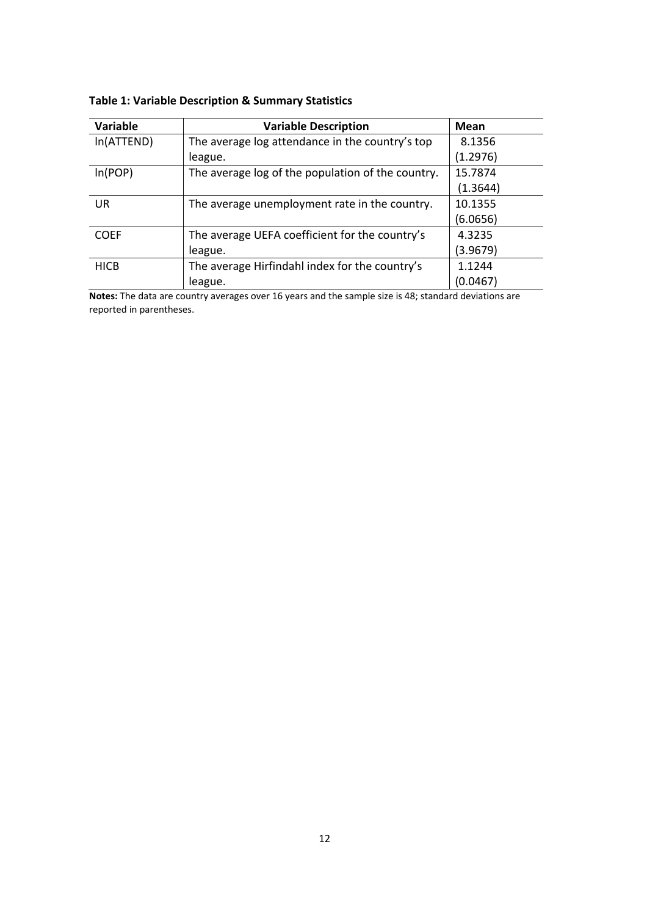**Table 1: Variable Description & Summary Statistics**

| Variable | Variable Description | Mean |
|---|---|---|
| ln(ATTEND) | The average log attendance in the country's top league. | 8.1356 (1.2976) |
| ln(POP) | The average log of the population of the country. | 15.7874 (1.3644) |
| UR | The average unemployment rate in the country. | 10.1355 (6.0656) |
| COEF | The average UEFA coefficient for the country's league. | 4.3235 (3.9679) |
| HICB | The average Hirfindahl index for the country's league. | 1.1244 (0.0467) |

**Notes:** The data are country averages over 16 years and the sample size is 48; standard deviations are reported in parentheses.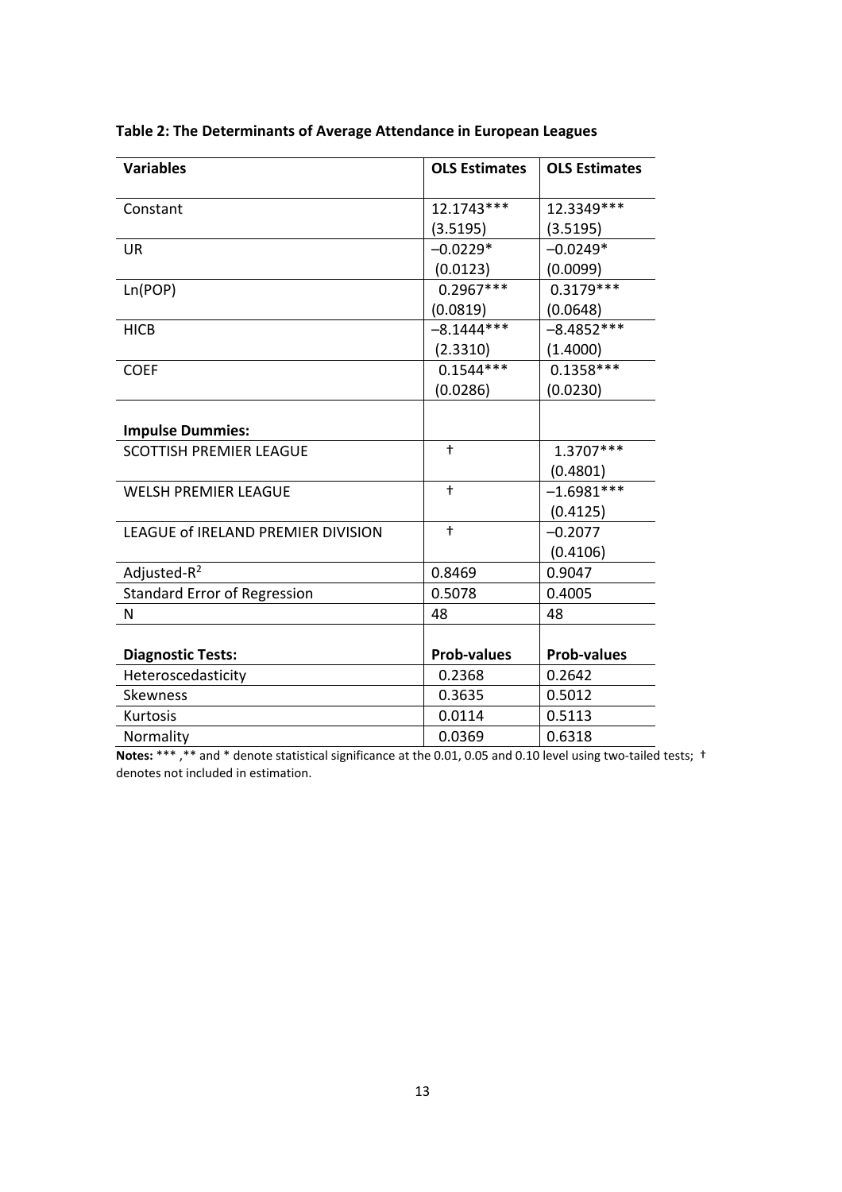**Table 2: The Determinants of Average Attendance in European Leagues**

| Variables | OLS Estimates | OLS Estimates |
|---|---|---|
| Constant | 12.1743***<br>(3.5195) | 12.3349***<br>(3.5195) |
| UR | –0.0229*<br>(0.0123) | –0.0249*<br>(0.0099) |
| Ln(POP) | 0.2967***<br>(0.0819) | 0.3179***<br>(0.0648) |
| HICB | –8.1444***<br>(2.3310) | –8.4852***<br>(1.4000) |
| COEF | 0.1544***<br>(0.0286) | 0.1358***<br>(0.0230) |
| **Impulse Dummies:** | | |
| SCOTTISH PREMIER LEAGUE | † | 1.3707***<br>(0.4801) |
| WELSH PREMIER LEAGUE | † | –1.6981***<br>(0.4125) |
| LEAGUE of IRELAND PREMIER DIVISION | † | –0.2077<br>(0.4106) |
| Adjusted-$R^2$ | 0.8469 | 0.9047 |
| Standard Error of Regression | 0.5078 | 0.4005 |
| N | 48 | 48 |
| **Diagnostic Tests:** | **Prob-values** | **Prob-values** |
| Heteroscedasticity | 0.2368 | 0.2642 |
| Skewness | 0.3635 | 0.5012 |
| Kurtosis | 0.0114 | 0.5113 |
| Normality | 0.0369 | 0.6318 |

**Notes:** *** ,** and * denote statistical significance at the 0.01, 0.05 and 0.10 level using two-tailed tests; † denotes not included in estimation.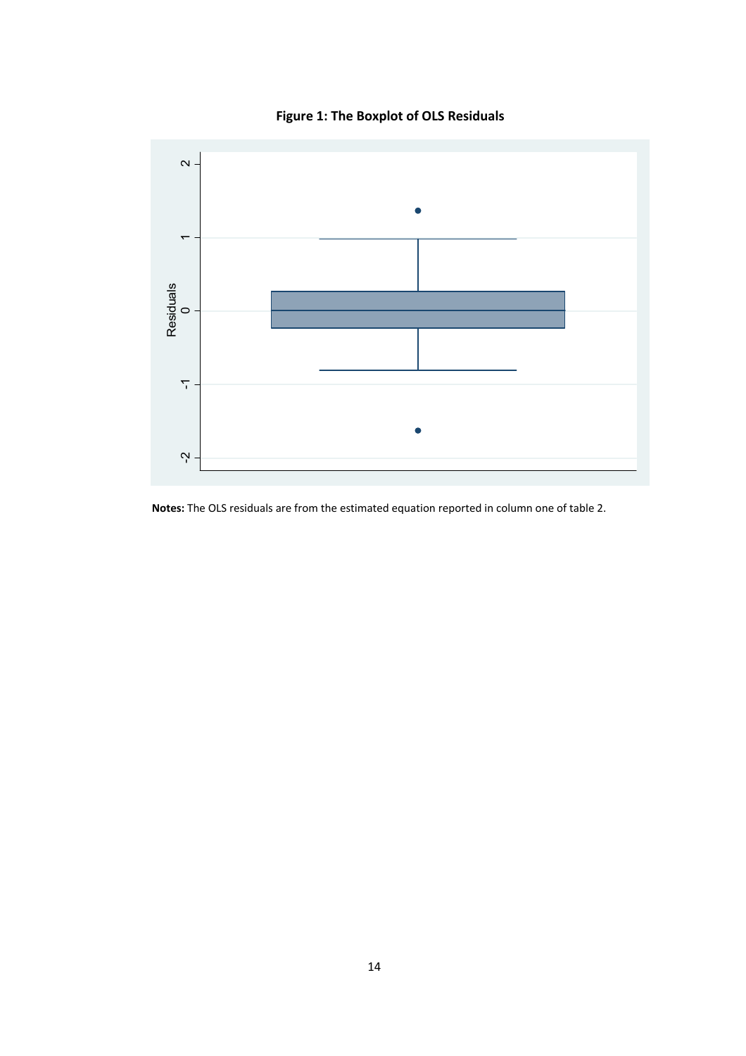**Figure 1: The Boxplot of OLS Residuals**

Residuals

2

1

0

-1

-2

**Notes:** The OLS residuals are from the estimated equation reported in column one of table 2.